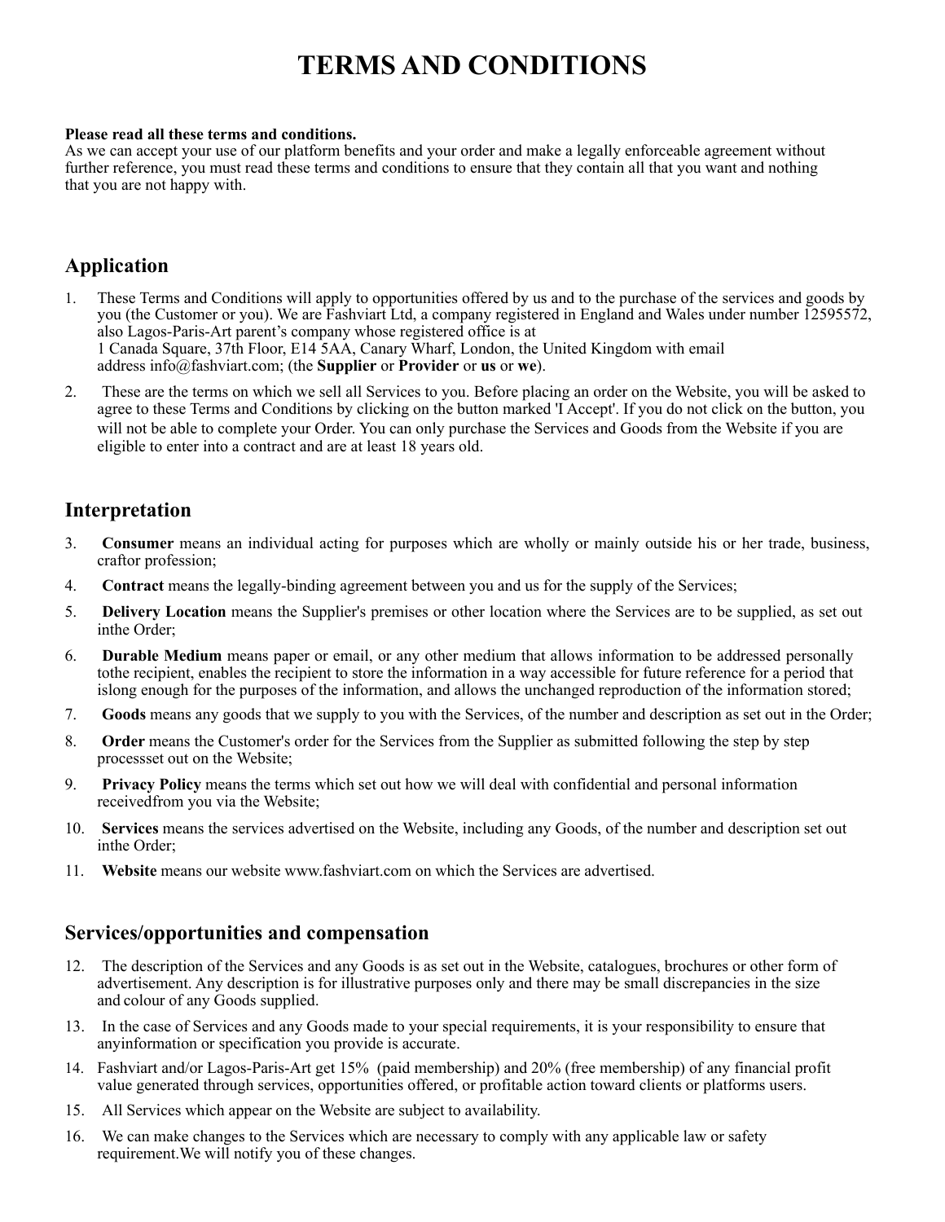# TERMS AND CONDITIONS

**Please read all these terms and conditions.**
As we can accept your use of our platform benefits and your order and make a legally enforceable agreement without further reference, you must read these terms and conditions to ensure that they contain all that you want and nothing that you are not happy with.

## Application

1. These Terms and Conditions will apply to opportunities offered by us and to the purchase of the services and goods by you (the Customer or you). We are Fashviart Ltd, a company registered in England and Wales under number 12595572, also Lagos-Paris-Art parent's company whose registered office is at 1 Canada Square, 37th Floor, E14 5AA, Canary Wharf, London, the United Kingdom with email address info@fashviart.com; (the **Supplier** or **Provider** or **us** or **we**).
2. These are the terms on which we sell all Services to you. Before placing an order on the Website, you will be asked to agree to these Terms and Conditions by clicking on the button marked 'I Accept'. If you do not click on the button, you will not be able to complete your Order. You can only purchase the Services and Goods from the Website if you are eligible to enter into a contract and are at least 18 years old.

## Interpretation

3. **Consumer** means an individual acting for purposes which are wholly or mainly outside his or her trade, business, craftor profession;
4. **Contract** means the legally-binding agreement between you and us for the supply of the Services;
5. **Delivery Location** means the Supplier's premises or other location where the Services are to be supplied, as set out inthe Order;
6. **Durable Medium** means paper or email, or any other medium that allows information to be addressed personally tothe recipient, enables the recipient to store the information in a way accessible for future reference for a period that islong enough for the purposes of the information, and allows the unchanged reproduction of the information stored;
7. **Goods** means any goods that we supply to you with the Services, of the number and description as set out in the Order;
8. **Order** means the Customer's order for the Services from the Supplier as submitted following the step by step processset out on the Website;
9. **Privacy Policy** means the terms which set out how we will deal with confidential and personal information receivedfrom you via the Website;
10. **Services** means the services advertised on the Website, including any Goods, of the number and description set out inthe Order;
11. **Website** means our website www.fashviart.com on which the Services are advertised.

## Services/opportunities and compensation

12. The description of the Services and any Goods is as set out in the Website, catalogues, brochures or other form of advertisement. Any description is for illustrative purposes only and there may be small discrepancies in the size and colour of any Goods supplied.
13. In the case of Services and any Goods made to your special requirements, it is your responsibility to ensure that anyinformation or specification you provide is accurate.
14. Fashviart and/or Lagos-Paris-Art get 15% (paid membership) and 20% (free membership) of any financial profit value generated through services, opportunities offered, or profitable action toward clients or platforms users.
15. All Services which appear on the Website are subject to availability.
16. We can make changes to the Services which are necessary to comply with any applicable law or safety requirement.We will notify you of these changes.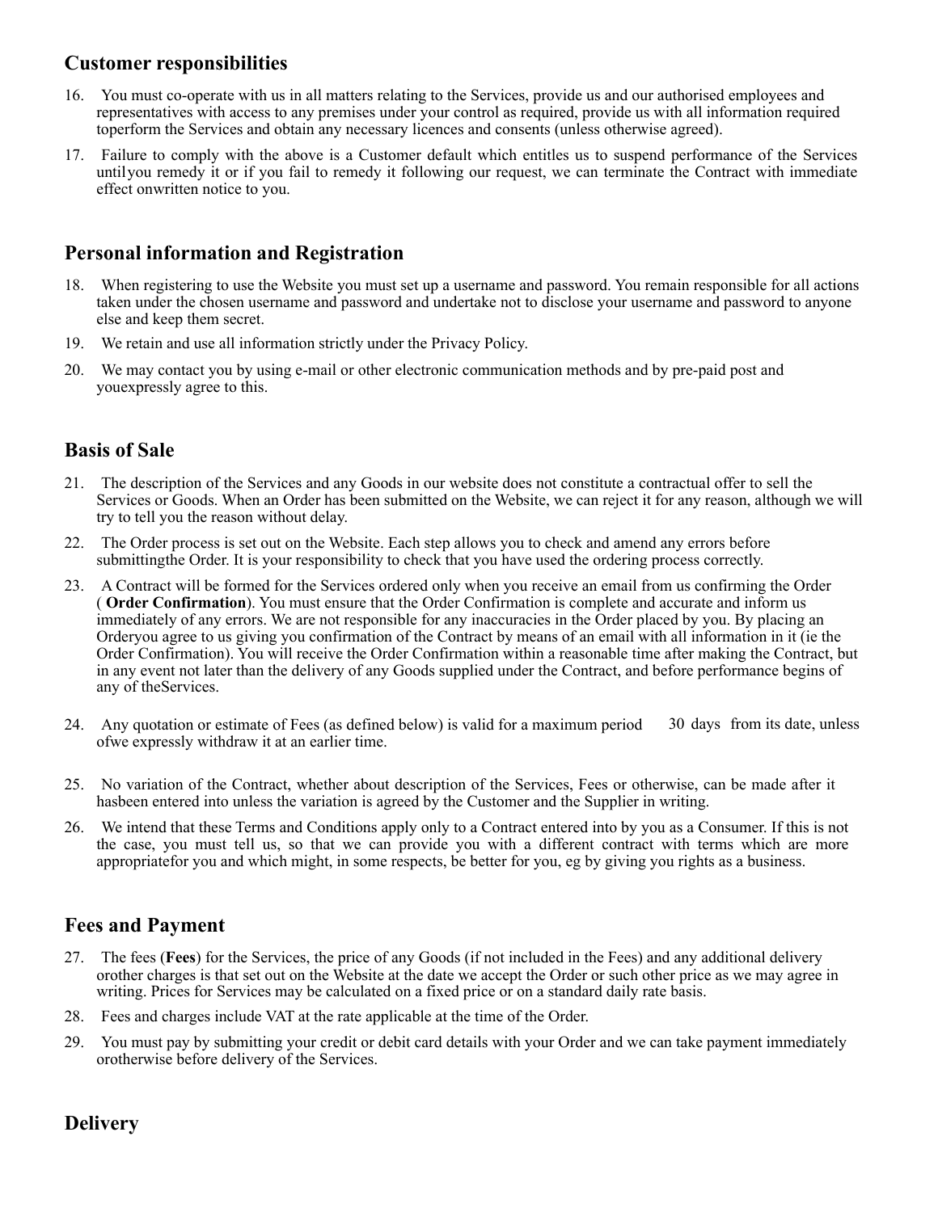## Customer responsibilities

16. You must co-operate with us in all matters relating to the Services, provide us and our authorised employees and representatives with access to any premises under your control as required, provide us with all information required toperform the Services and obtain any necessary licences and consents (unless otherwise agreed).
17. Failure to comply with the above is a Customer default which entitles us to suspend performance of the Services untilyou remedy it or if you fail to remedy it following our request, we can terminate the Contract with immediate effect onwritten notice to you.

## Personal information and Registration

18. When registering to use the Website you must set up a username and password. You remain responsible for all actions taken under the chosen username and password and undertake not to disclose your username and password to anyone else and keep them secret.
19. We retain and use all information strictly under the Privacy Policy.
20. We may contact you by using e-mail or other electronic communication methods and by pre-paid post and youexpressly agree to this.

## Basis of Sale

21. The description of the Services and any Goods in our website does not constitute a contractual offer to sell the Services or Goods. When an Order has been submitted on the Website, we can reject it for any reason, although we will try to tell you the reason without delay.
22. The Order process is set out on the Website. Each step allows you to check and amend any errors before submittingthe Order. It is your responsibility to check that you have used the ordering process correctly.
23. A Contract will be formed for the Services ordered only when you receive an email from us confirming the Order ( **Order Confirmation**). You must ensure that the Order Confirmation is complete and accurate and inform us immediately of any errors. We are not responsible for any inaccuracies in the Order placed by you. By placing an Orderyou agree to us giving you confirmation of the Contract by means of an email with all information in it (ie the Order Confirmation). You will receive the Order Confirmation within a reasonable time after making the Contract, but in any event not later than the delivery of any Goods supplied under the Contract, and before performance begins of any of theServices.
24. Any quotation or estimate of Fees (as defined below) is valid for a maximum period ofwe expressly withdraw it at an earlier time. 30 days from its date, unless
25. No variation of the Contract, whether about description of the Services, Fees or otherwise, can be made after it hasbeen entered into unless the variation is agreed by the Customer and the Supplier in writing.
26. We intend that these Terms and Conditions apply only to a Contract entered into by you as a Consumer. If this is not the case, you must tell us, so that we can provide you with a different contract with terms which are more appropriatefor you and which might, in some respects, be better for you, eg by giving you rights as a business.

## Fees and Payment

27. The fees (**Fees**) for the Services, the price of any Goods (if not included in the Fees) and any additional delivery orother charges is that set out on the Website at the date we accept the Order or such other price as we may agree in writing. Prices for Services may be calculated on a fixed price or on a standard daily rate basis.
28. Fees and charges include VAT at the rate applicable at the time of the Order.
29. You must pay by submitting your credit or debit card details with your Order and we can take payment immediately orotherwise before delivery of the Services.

## Delivery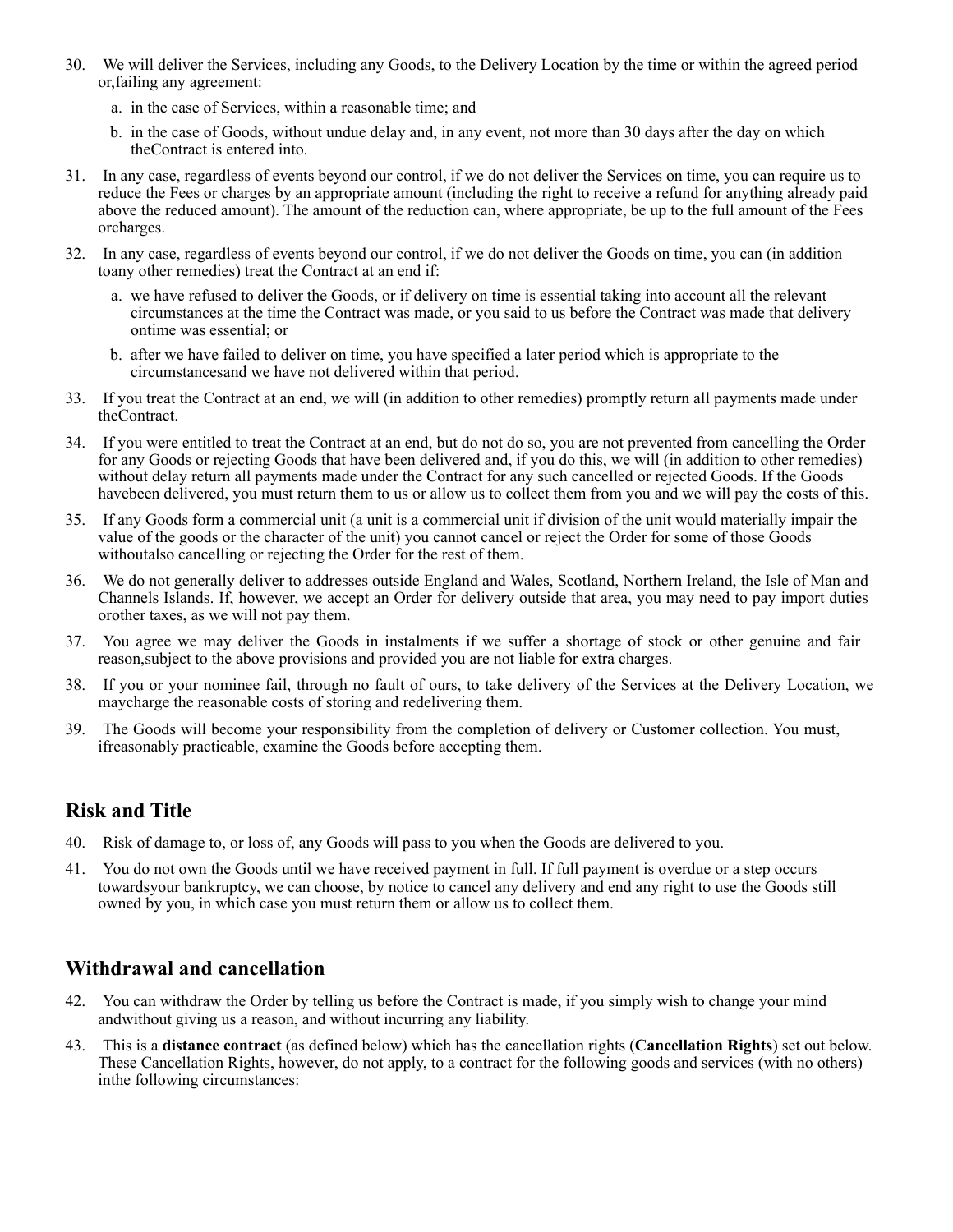30. We will deliver the Services, including any Goods, to the Delivery Location by the time or within the agreed period or,failing any agreement:

    a. in the case of Services, within a reasonable time; and

    b. in the case of Goods, without undue delay and, in any event, not more than 30 days after the day on which theContract is entered into.

31. In any case, regardless of events beyond our control, if we do not deliver the Services on time, you can require us to reduce the Fees or charges by an appropriate amount (including the right to receive a refund for anything already paid above the reduced amount). The amount of the reduction can, where appropriate, be up to the full amount of the Fees orcharges.

32. In any case, regardless of events beyond our control, if we do not deliver the Goods on time, you can (in addition toany other remedies) treat the Contract at an end if:

    a. we have refused to deliver the Goods, or if delivery on time is essential taking into account all the relevant circumstances at the time the Contract was made, or you said to us before the Contract was made that delivery ontime was essential; or

    b. after we have failed to deliver on time, you have specified a later period which is appropriate to the circumstancesand we have not delivered within that period.

33. If you treat the Contract at an end, we will (in addition to other remedies) promptly return all payments made under theContract.

34. If you were entitled to treat the Contract at an end, but do not do so, you are not prevented from cancelling the Order for any Goods or rejecting Goods that have been delivered and, if you do this, we will (in addition to other remedies) without delay return all payments made under the Contract for any such cancelled or rejected Goods. If the Goods havebeen delivered, you must return them to us or allow us to collect them from you and we will pay the costs of this.

35. If any Goods form a commercial unit (a unit is a commercial unit if division of the unit would materially impair the value of the goods or the character of the unit) you cannot cancel or reject the Order for some of those Goods withoutalso cancelling or rejecting the Order for the rest of them.

36. We do not generally deliver to addresses outside England and Wales, Scotland, Northern Ireland, the Isle of Man and Channels Islands. If, however, we accept an Order for delivery outside that area, you may need to pay import duties orother taxes, as we will not pay them.

37. You agree we may deliver the Goods in instalments if we suffer a shortage of stock or other genuine and fair reason,subject to the above provisions and provided you are not liable for extra charges.

38. If you or your nominee fail, through no fault of ours, to take delivery of the Services at the Delivery Location, we maycharge the reasonable costs of storing and redelivering them.

39. The Goods will become your responsibility from the completion of delivery or Customer collection. You must, ifreasonably practicable, examine the Goods before accepting them.

## Risk and Title

40. Risk of damage to, or loss of, any Goods will pass to you when the Goods are delivered to you.

41. You do not own the Goods until we have received payment in full. If full payment is overdue or a step occurs towardsyour bankruptcy, we can choose, by notice to cancel any delivery and end any right to use the Goods still owned by you, in which case you must return them or allow us to collect them.

## Withdrawal and cancellation

42. You can withdraw the Order by telling us before the Contract is made, if you simply wish to change your mind andwithout giving us a reason, and without incurring any liability.

43. This is a **distance contract** (as defined below) which has the cancellation rights (**Cancellation Rights**) set out below. These Cancellation Rights, however, do not apply, to a contract for the following goods and services (with no others) inthe following circumstances: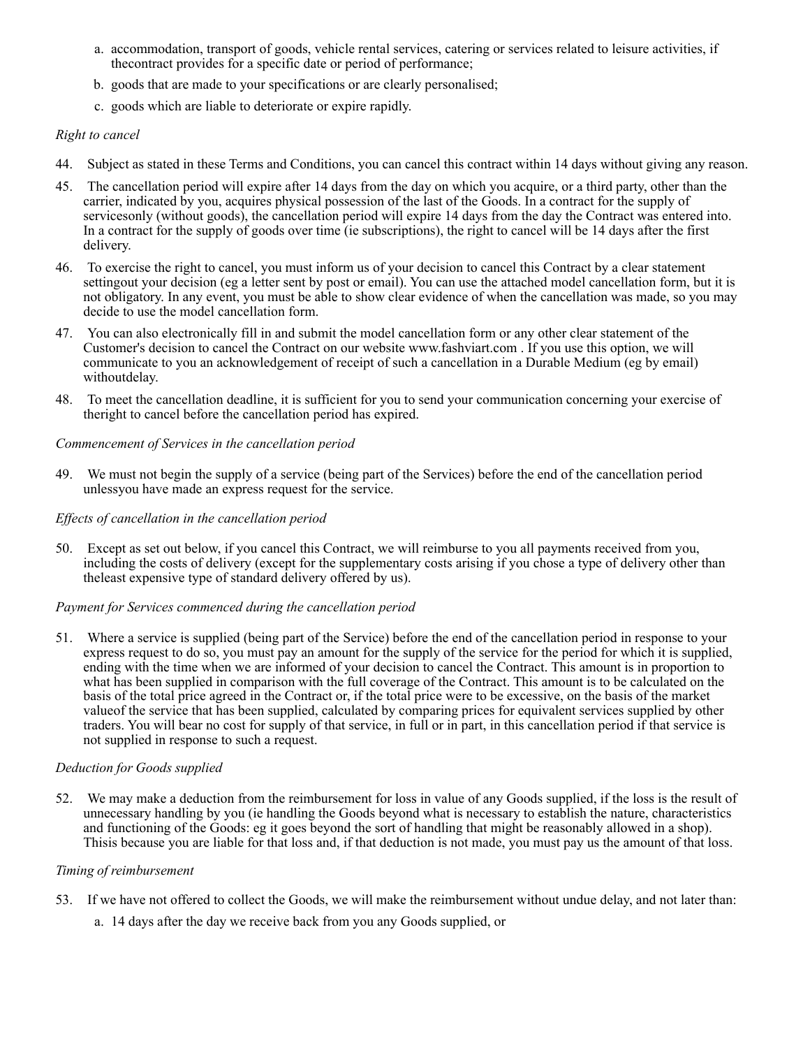a. accommodation, transport of goods, vehicle rental services, catering or services related to leisure activities, if thecontract provides for a specific date or period of performance;
b. goods that are made to your specifications or are clearly personalised;
c. goods which are liable to deteriorate or expire rapidly.

*Right to cancel*

44. Subject as stated in these Terms and Conditions, you can cancel this contract within 14 days without giving any reason.

45. The cancellation period will expire after 14 days from the day on which you acquire, or a third party, other than the carrier, indicated by you, acquires physical possession of the last of the Goods. In a contract for the supply of servicesonly (without goods), the cancellation period will expire 14 days from the day the Contract was entered into. In a contract for the supply of goods over time (ie subscriptions), the right to cancel will be 14 days after the first delivery.

46. To exercise the right to cancel, you must inform us of your decision to cancel this Contract by a clear statement settingout your decision (eg a letter sent by post or email). You can use the attached model cancellation form, but it is not obligatory. In any event, you must be able to show clear evidence of when the cancellation was made, so you may decide to use the model cancellation form.

47. You can also electronically fill in and submit the model cancellation form or any other clear statement of the Customer's decision to cancel the Contract on our website www.fashviart.com . If you use this option, we will communicate to you an acknowledgement of receipt of such a cancellation in a Durable Medium (eg by email) withoutdelay.

48. To meet the cancellation deadline, it is sufficient for you to send your communication concerning your exercise of theright to cancel before the cancellation period has expired.

*Commencement of Services in the cancellation period*

49. We must not begin the supply of a service (being part of the Services) before the end of the cancellation period unlessyou have made an express request for the service.

*Effects of cancellation in the cancellation period*

50. Except as set out below, if you cancel this Contract, we will reimburse to you all payments received from you, including the costs of delivery (except for the supplementary costs arising if you chose a type of delivery other than theleast expensive type of standard delivery offered by us).

*Payment for Services commenced during the cancellation period*

51. Where a service is supplied (being part of the Service) before the end of the cancellation period in response to your express request to do so, you must pay an amount for the supply of the service for the period for which it is supplied, ending with the time when we are informed of your decision to cancel the Contract. This amount is in proportion to what has been supplied in comparison with the full coverage of the Contract. This amount is to be calculated on the basis of the total price agreed in the Contract or, if the total price were to be excessive, on the basis of the market valueof the service that has been supplied, calculated by comparing prices for equivalent services supplied by other traders. You will bear no cost for supply of that service, in full or in part, in this cancellation period if that service is not supplied in response to such a request.

*Deduction for Goods supplied*

52. We may make a deduction from the reimbursement for loss in value of any Goods supplied, if the loss is the result of unnecessary handling by you (ie handling the Goods beyond what is necessary to establish the nature, characteristics and functioning of the Goods: eg it goes beyond the sort of handling that might be reasonably allowed in a shop). Thisis because you are liable for that loss and, if that deduction is not made, you must pay us the amount of that loss.

*Timing of reimbursement*

53. If we have not offered to collect the Goods, we will make the reimbursement without undue delay, and not later than:
    a. 14 days after the day we receive back from you any Goods supplied, or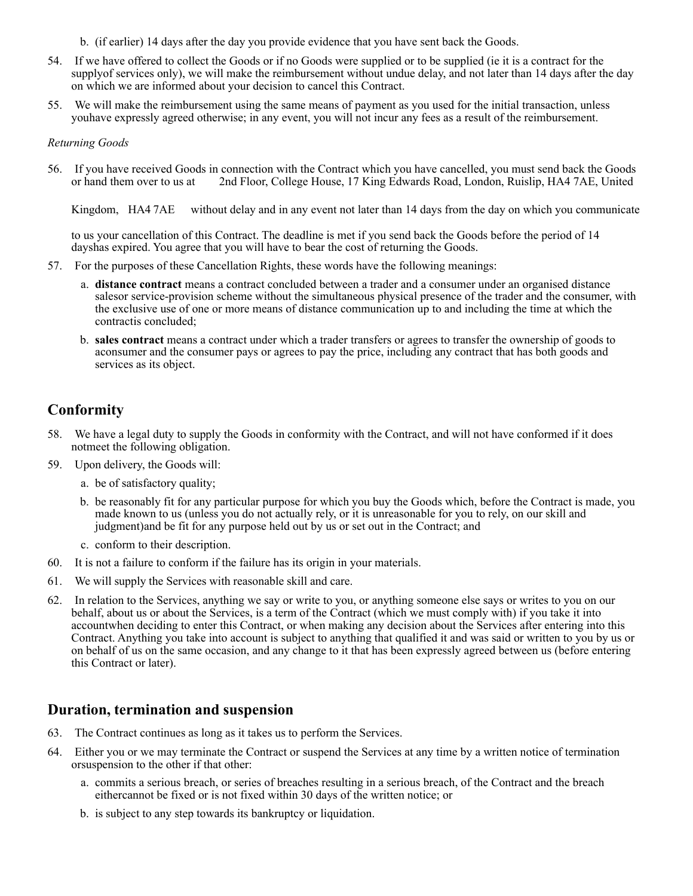b. (if earlier) 14 days after the day you provide evidence that you have sent back the Goods.

54. If we have offered to collect the Goods or if no Goods were supplied or to be supplied (ie it is a contract for the supplyof services only), we will make the reimbursement without undue delay, and not later than 14 days after the day on which we are informed about your decision to cancel this Contract.
55. We will make the reimbursement using the same means of payment as you used for the initial transaction, unless youhave expressly agreed otherwise; in any event, you will not incur any fees as a result of the reimbursement.

*Returning Goods*

56. If you have received Goods in connection with the Contract which you have cancelled, you must send back the Goods or hand them over to us at 2nd Floor, College House, 17 King Edwards Road, London, Ruislip, HA4 7AE, United Kingdom, HA4 7AE without delay and in any event not later than 14 days from the day on which you communicate to us your cancellation of this Contract. The deadline is met if you send back the Goods before the period of 14 dayshas expired. You agree that you will have to bear the cost of returning the Goods.
57. For the purposes of these Cancellation Rights, these words have the following meanings:
    a. **distance contract** means a contract concluded between a trader and a consumer under an organised distance salesor service-provision scheme without the simultaneous physical presence of the trader and the consumer, with the exclusive use of one or more means of distance communication up to and including the time at which the contractis concluded;
    b. **sales contract** means a contract under which a trader transfers or agrees to transfer the ownership of goods to aconsumer and the consumer pays or agrees to pay the price, including any contract that has both goods and services as its object.

## Conformity

58. We have a legal duty to supply the Goods in conformity with the Contract, and will not have conformed if it does notmeet the following obligation.
59. Upon delivery, the Goods will:
    a. be of satisfactory quality;
    b. be reasonably fit for any particular purpose for which you buy the Goods which, before the Contract is made, you made known to us (unless you do not actually rely, or it is unreasonable for you to rely, on our skill and judgment)and be fit for any purpose held out by us or set out in the Contract; and
    c. conform to their description.
60. It is not a failure to conform if the failure has its origin in your materials.
61. We will supply the Services with reasonable skill and care.
62. In relation to the Services, anything we say or write to you, or anything someone else says or writes to you on our behalf, about us or about the Services, is a term of the Contract (which we must comply with) if you take it into accountwhen deciding to enter this Contract, or when making any decision about the Services after entering into this Contract. Anything you take into account is subject to anything that qualified it and was said or written to you by us or on behalf of us on the same occasion, and any change to it that has been expressly agreed between us (before entering this Contract or later).

## Duration, termination and suspension

63. The Contract continues as long as it takes us to perform the Services.
64. Either you or we may terminate the Contract or suspend the Services at any time by a written notice of termination orsuspension to the other if that other:
    a. commits a serious breach, or series of breaches resulting in a serious breach, of the Contract and the breach eithercannot be fixed or is not fixed within 30 days of the written notice; or
    b. is subject to any step towards its bankruptcy or liquidation.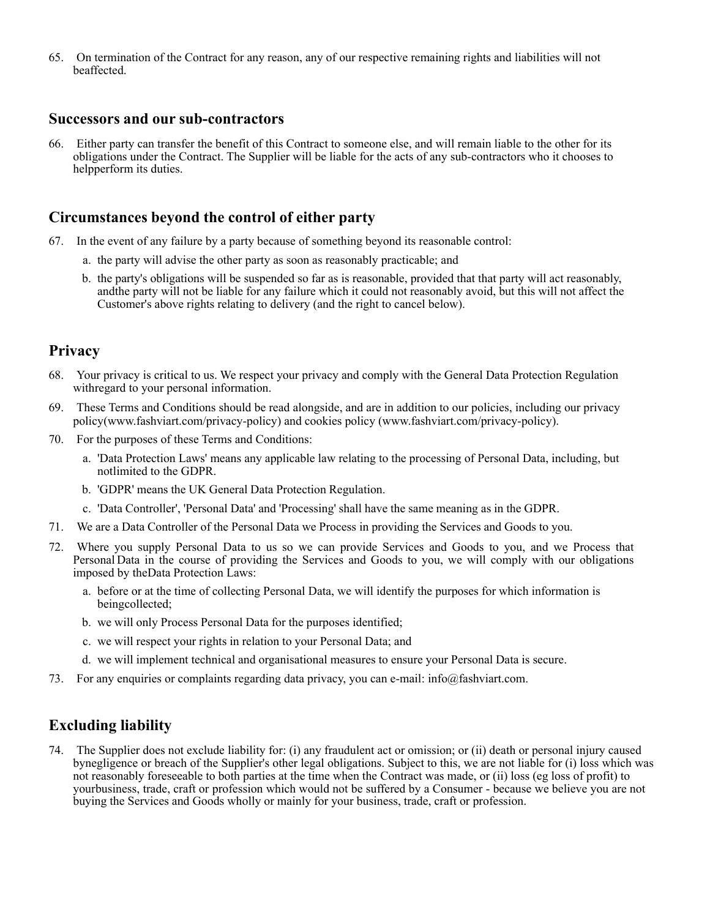65. On termination of the Contract for any reason, any of our respective remaining rights and liabilities will not beaffected.

## Successors and our sub-contractors

66. Either party can transfer the benefit of this Contract to someone else, and will remain liable to the other for its obligations under the Contract. The Supplier will be liable for the acts of any sub-contractors who it chooses to helpperform its duties.

## Circumstances beyond the control of either party

67. In the event of any failure by a party because of something beyond its reasonable control:
    a. the party will advise the other party as soon as reasonably practicable; and
    b. the party's obligations will be suspended so far as is reasonable, provided that that party will act reasonably, andthe party will not be liable for any failure which it could not reasonably avoid, but this will not affect the Customer's above rights relating to delivery (and the right to cancel below).

## Privacy

68. Your privacy is critical to us. We respect your privacy and comply with the General Data Protection Regulation withregard to your personal information.
69. These Terms and Conditions should be read alongside, and are in addition to our policies, including our privacy policy(www.fashviart.com/privacy-policy) and cookies policy (www.fashviart.com/privacy-policy).
70. For the purposes of these Terms and Conditions:
    a. 'Data Protection Laws' means any applicable law relating to the processing of Personal Data, including, but notlimited to the GDPR.
    b. 'GDPR' means the UK General Data Protection Regulation.
    c. 'Data Controller', 'Personal Data' and 'Processing' shall have the same meaning as in the GDPR.
71. We are a Data Controller of the Personal Data we Process in providing the Services and Goods to you.
72. Where you supply Personal Data to us so we can provide Services and Goods to you, and we Process that Personal Data in the course of providing the Services and Goods to you, we will comply with our obligations imposed by theData Protection Laws:
    a. before or at the time of collecting Personal Data, we will identify the purposes for which information is beingcollected;
    b. we will only Process Personal Data for the purposes identified;
    c. we will respect your rights in relation to your Personal Data; and
    d. we will implement technical and organisational measures to ensure your Personal Data is secure.
73. For any enquiries or complaints regarding data privacy, you can e-mail: info@fashviart.com.

## Excluding liability

74. The Supplier does not exclude liability for: (i) any fraudulent act or omission; or (ii) death or personal injury caused bynegligence or breach of the Supplier's other legal obligations. Subject to this, we are not liable for (i) loss which was not reasonably foreseeable to both parties at the time when the Contract was made, or (ii) loss (eg loss of profit) to yourbusiness, trade, craft or profession which would not be suffered by a Consumer - because we believe you are not buying the Services and Goods wholly or mainly for your business, trade, craft or profession.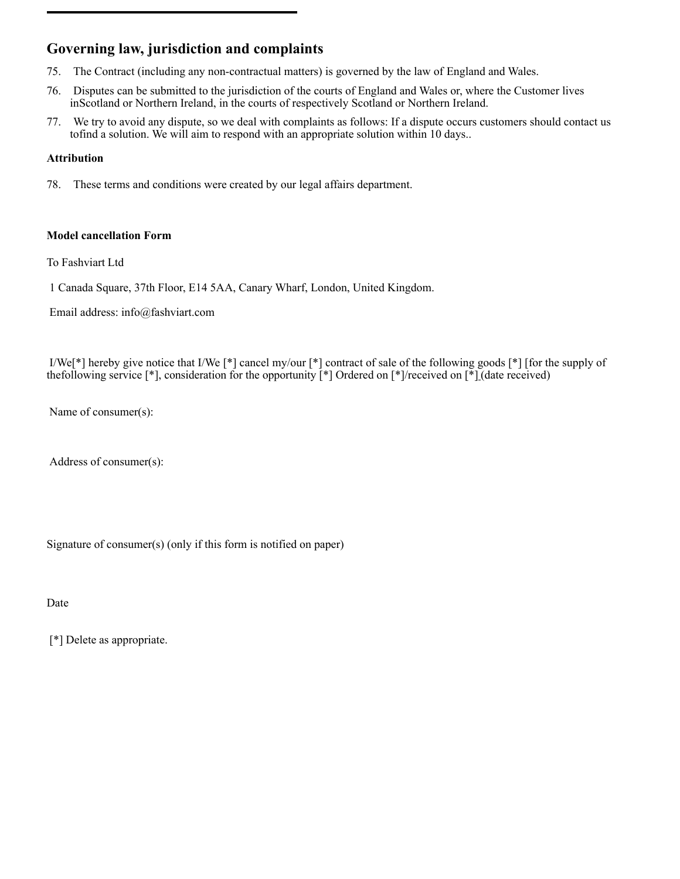## Governing law, jurisdiction and complaints

75. The Contract (including any non-contractual matters) is governed by the law of England and Wales.
76. Disputes can be submitted to the jurisdiction of the courts of England and Wales or, where the Customer lives inScotland or Northern Ireland, in the courts of respectively Scotland or Northern Ireland.
77. We try to avoid any dispute, so we deal with complaints as follows: If a dispute occurs customers should contact us tofind a solution. We will aim to respond with an appropriate solution within 10 days..

**Attribution**

78. These terms and conditions were created by our legal affairs department.

**Model cancellation Form**

To Fashviart Ltd

1 Canada Square, 37th Floor, E14 5AA, Canary Wharf, London, United Kingdom.

Email address: info@fashviart.com

I/We[*] hereby give notice that I/We [*] cancel my/our [*] contract of sale of the following goods [*] [for the supply of thefollowing service [*], consideration for the opportunity [*] Ordered on [*]/received on [*] (date received)

Name of consumer(s):

Address of consumer(s):

Signature of consumer(s) (only if this form is notified on paper)

Date

[*] Delete as appropriate.